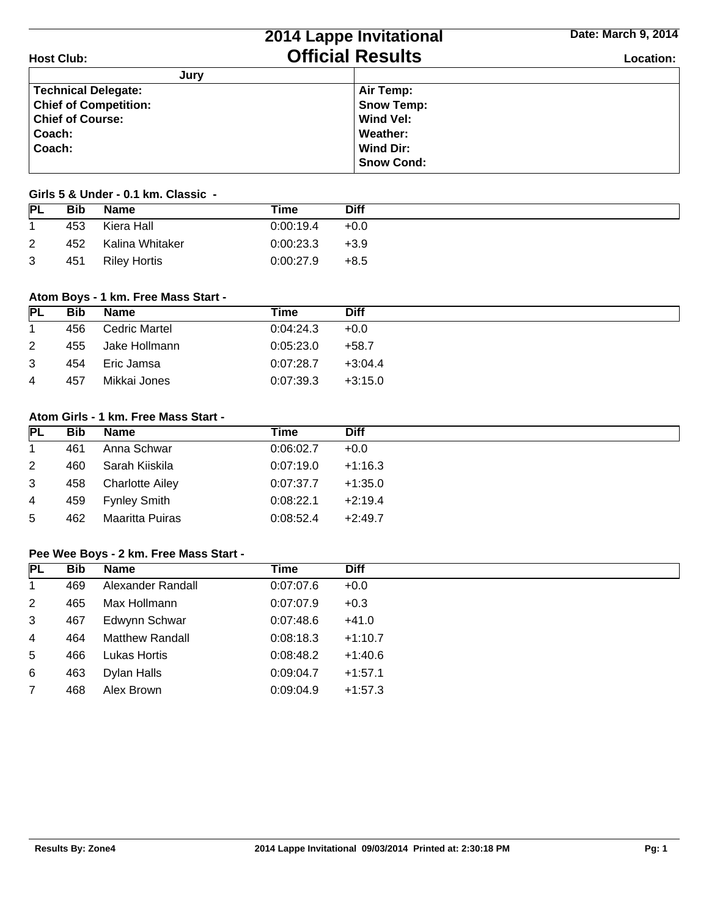# 2014 Lappe Invitational
## Official Results

**Date: March 9, 2014**

**Host Club:**

**Location:**

| Jury | |
|---|---|
| **Technical Delegate:** | **Air Temp:** |
| **Chief of Competition:** | **Snow Temp:** |
| **Chief of Course:** | **Wind Vel:** |
| **Coach:** | **Weather:** |
| **Coach:** | **Wind Dir:** |
| | **Snow Cond:** |

### Girls 5 & Under - 0.1 km. Classic -

| PL | Bib | Name | Time | Diff |
|---|---|---|---|---|
| 1 | 453 | Kiera Hall | 0:00:19.4 | +0.0 |
| 2 | 452 | Kalina Whitaker | 0:00:23.3 | +3.9 |
| 3 | 451 | Riley Hortis | 0:00:27.9 | +8.5 |

### Atom Boys - 1 km. Free Mass Start -

| PL | Bib | Name | Time | Diff |
|---|---|---|---|---|
| 1 | 456 | Cedric Martel | 0:04:24.3 | +0.0 |
| 2 | 455 | Jake Hollmann | 0:05:23.0 | +58.7 |
| 3 | 454 | Eric Jamsa | 0:07:28.7 | +3:04.4 |
| 4 | 457 | Mikkai Jones | 0:07:39.3 | +3:15.0 |

### Atom Girls - 1 km. Free Mass Start -

| PL | Bib | Name | Time | Diff |
|---|---|---|---|---|
| 1 | 461 | Anna Schwar | 0:06:02.7 | +0.0 |
| 2 | 460 | Sarah Kiiskila | 0:07:19.0 | +1:16.3 |
| 3 | 458 | Charlotte Ailey | 0:07:37.7 | +1:35.0 |
| 4 | 459 | Fynley Smith | 0:08:22.1 | +2:19.4 |
| 5 | 462 | Maaritta Puiras | 0:08:52.4 | +2:49.7 |

### Pee Wee Boys - 2 km. Free Mass Start -

| PL | Bib | Name | Time | Diff |
|---|---|---|---|---|
| 1 | 469 | Alexander Randall | 0:07:07.6 | +0.0 |
| 2 | 465 | Max Hollmann | 0:07:07.9 | +0.3 |
| 3 | 467 | Edwynn Schwar | 0:07:48.6 | +41.0 |
| 4 | 464 | Matthew Randall | 0:08:18.3 | +1:10.7 |
| 5 | 466 | Lukas Hortis | 0:08:48.2 | +1:40.6 |
| 6 | 463 | Dylan Halls | 0:09:04.7 | +1:57.1 |
| 7 | 468 | Alex Brown | 0:09:04.9 | +1:57.3 |

Results By: Zone4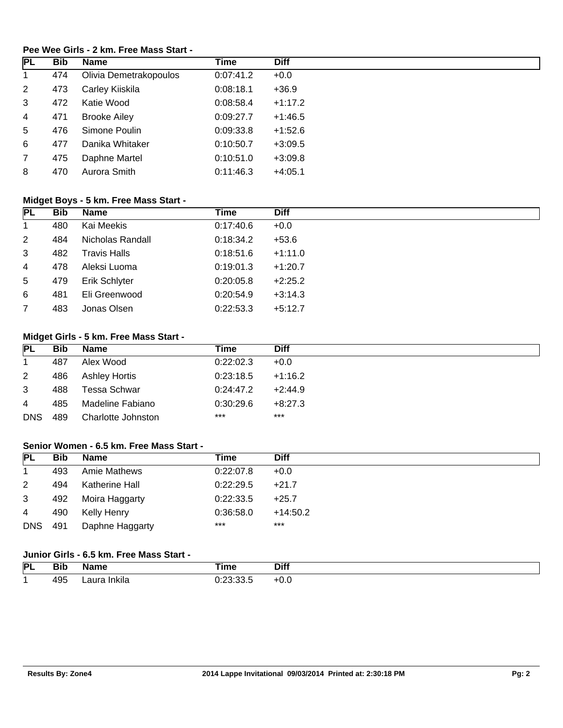### Pee Wee Girls - 2 km. Free Mass Start -

| PL | Bib | Name | Time | Diff |
|---|---|---|---|---|
| 1 | 474 | Olivia Demetrakopoulos | 0:07:41.2 | +0.0 |
| 2 | 473 | Carley Kiiskila | 0:08:18.1 | +36.9 |
| 3 | 472 | Katie Wood | 0:08:58.4 | +1:17.2 |
| 4 | 471 | Brooke Ailey | 0:09:27.7 | +1:46.5 |
| 5 | 476 | Simone Poulin | 0:09:33.8 | +1:52.6 |
| 6 | 477 | Danika Whitaker | 0:10:50.7 | +3:09.5 |
| 7 | 475 | Daphne Martel | 0:10:51.0 | +3:09.8 |
| 8 | 470 | Aurora Smith | 0:11:46.3 | +4:05.1 |

### Midget Boys - 5 km. Free Mass Start -

| PL | Bib | Name | Time | Diff |
|---|---|---|---|---|
| 1 | 480 | Kai Meekis | 0:17:40.6 | +0.0 |
| 2 | 484 | Nicholas Randall | 0:18:34.2 | +53.6 |
| 3 | 482 | Travis Halls | 0:18:51.6 | +1:11.0 |
| 4 | 478 | Aleksi Luoma | 0:19:01.3 | +1:20.7 |
| 5 | 479 | Erik Schlyter | 0:20:05.8 | +2:25.2 |
| 6 | 481 | Eli Greenwood | 0:20:54.9 | +3:14.3 |
| 7 | 483 | Jonas Olsen | 0:22:53.3 | +5:12.7 |

### Midget Girls - 5 km. Free Mass Start -

| PL | Bib | Name | Time | Diff |
|---|---|---|---|---|
| 1 | 487 | Alex Wood | 0:22:02.3 | +0.0 |
| 2 | 486 | Ashley Hortis | 0:23:18.5 | +1:16.2 |
| 3 | 488 | Tessa Schwar | 0:24:47.2 | +2:44.9 |
| 4 | 485 | Madeline Fabiano | 0:30:29.6 | +8:27.3 |
| DNS | 489 | Charlotte Johnston | *** | *** |

### Senior Women - 6.5 km. Free Mass Start -

| PL | Bib | Name | Time | Diff |
|---|---|---|---|---|
| 1 | 493 | Amie Mathews | 0:22:07.8 | +0.0 |
| 2 | 494 | Katherine Hall | 0:22:29.5 | +21.7 |
| 3 | 492 | Moira Haggarty | 0:22:33.5 | +25.7 |
| 4 | 490 | Kelly Henry | 0:36:58.0 | +14:50.2 |
| DNS | 491 | Daphne Haggarty | *** | *** |

### Junior Girls - 6.5 km. Free Mass Start -

| PL | Bib | Name | Time | Diff |
|---|---|---|---|---|
| 1 | 495 | Laura Inkila | 0:23:33.5 | +0.0 |

**Results By: Zone4** **2014 Lappe Invitational 09/03/2014 Printed at: 2:30:18 PM**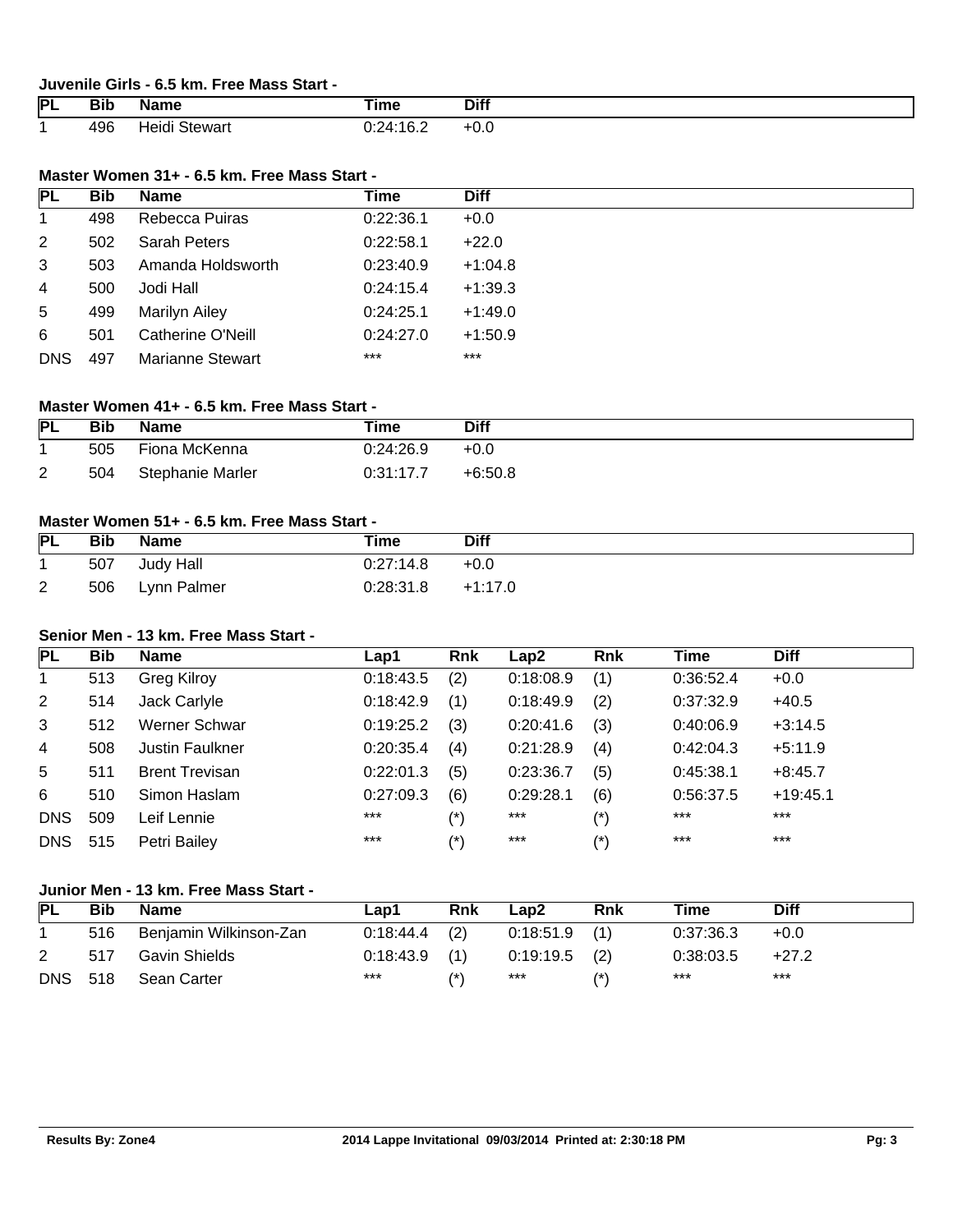### Juvenile Girls - 6.5 km. Free Mass Start -

| PL | Bib | Name | Time | Diff |
|---|---|---|---|---|
| 1 | 496 | Heidi Stewart | 0:24:16.2 | +0.0 |

### Master Women 31+ - 6.5 km. Free Mass Start -

| PL | Bib | Name | Time | Diff |
|---|---|---|---|---|
| 1 | 498 | Rebecca Puiras | 0:22:36.1 | +0.0 |
| 2 | 502 | Sarah Peters | 0:22:58.1 | +22.0 |
| 3 | 503 | Amanda Holdsworth | 0:23:40.9 | +1:04.8 |
| 4 | 500 | Jodi Hall | 0:24:15.4 | +1:39.3 |
| 5 | 499 | Marilyn Ailey | 0:24:25.1 | +1:49.0 |
| 6 | 501 | Catherine O'Neill | 0:24:27.0 | +1:50.9 |
| DNS | 497 | Marianne Stewart | *** | *** |

### Master Women 41+ - 6.5 km. Free Mass Start -

| PL | Bib | Name | Time | Diff |
|---|---|---|---|---|
| 1 | 505 | Fiona McKenna | 0:24:26.9 | +0.0 |
| 2 | 504 | Stephanie Marler | 0:31:17.7 | +6:50.8 |

### Master Women 51+ - 6.5 km. Free Mass Start -

| PL | Bib | Name | Time | Diff |
|---|---|---|---|---|
| 1 | 507 | Judy Hall | 0:27:14.8 | +0.0 |
| 2 | 506 | Lynn Palmer | 0:28:31.8 | +1:17.0 |

### Senior Men - 13 km. Free Mass Start -

| PL | Bib | Name | Lap1 | Rnk | Lap2 | Rnk | Time | Diff |
|---|---|---|---|---|---|---|---|---|
| 1 | 513 | Greg Kilroy | 0:18:43.5 | (2) | 0:18:08.9 | (1) | 0:36:52.4 | +0.0 |
| 2 | 514 | Jack Carlyle | 0:18:42.9 | (1) | 0:18:49.9 | (2) | 0:37:32.9 | +40.5 |
| 3 | 512 | Werner Schwar | 0:19:25.2 | (3) | 0:20:41.6 | (3) | 0:40:06.9 | +3:14.5 |
| 4 | 508 | Justin Faulkner | 0:20:35.4 | (4) | 0:21:28.9 | (4) | 0:42:04.3 | +5:11.9 |
| 5 | 511 | Brent Trevisan | 0:22:01.3 | (5) | 0:23:36.7 | (5) | 0:45:38.1 | +8:45.7 |
| 6 | 510 | Simon Haslam | 0:27:09.3 | (6) | 0:29:28.1 | (6) | 0:56:37.5 | +19:45.1 |
| DNS | 509 | Leif Lennie | *** | (*) | *** | (*) | *** | *** |
| DNS | 515 | Petri Bailey | *** | (*) | *** | (*) | *** | *** |

### Junior Men - 13 km. Free Mass Start -

| PL | Bib | Name | Lap1 | Rnk | Lap2 | Rnk | Time | Diff |
|---|---|---|---|---|---|---|---|---|
| 1 | 516 | Benjamin Wilkinson-Zan | 0:18:44.4 | (2) | 0:18:51.9 | (1) | 0:37:36.3 | +0.0 |
| 2 | 517 | Gavin Shields | 0:18:43.9 | (1) | 0:19:19.5 | (2) | 0:38:03.5 | +27.2 |
| DNS | 518 | Sean Carter | *** | (*) | *** | (*) | *** | *** |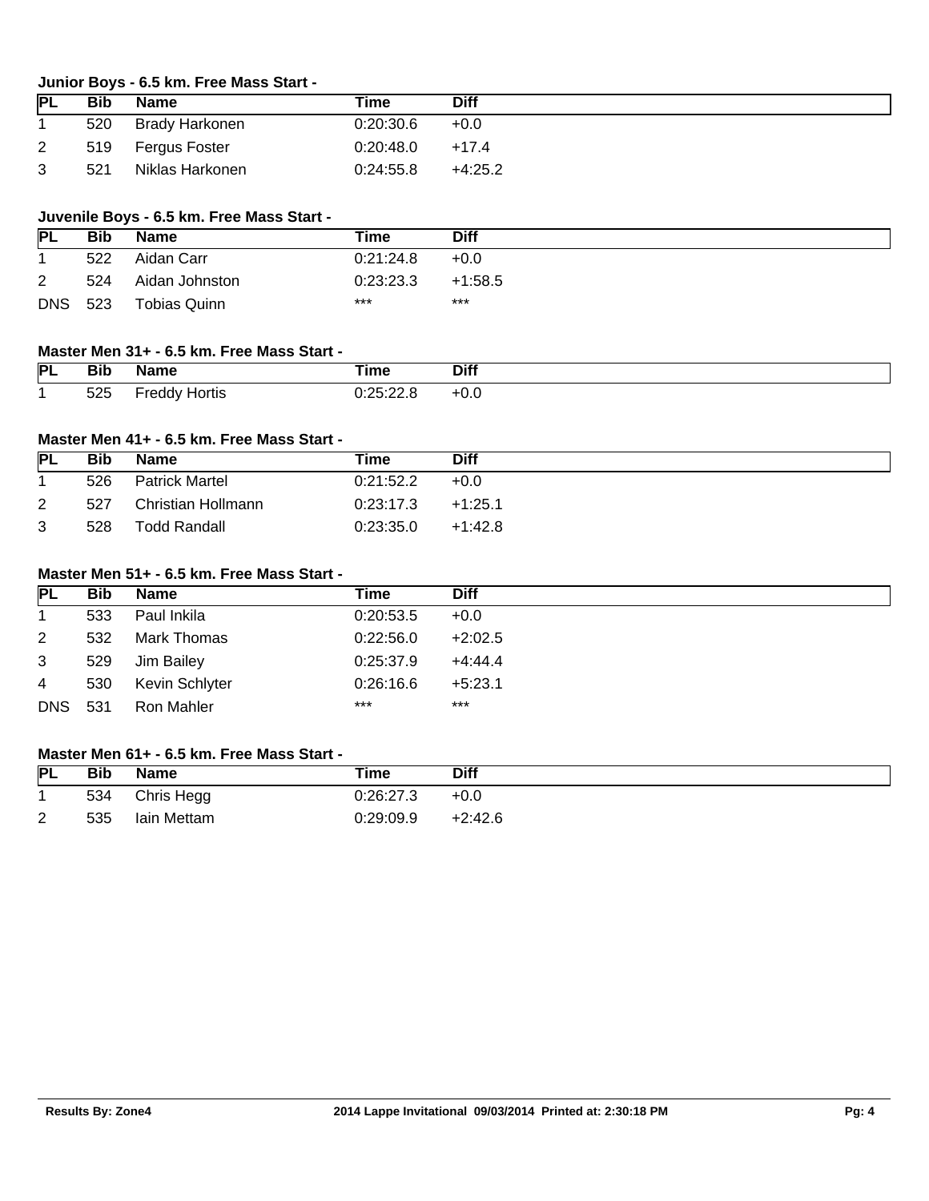### Junior Boys - 6.5 km. Free Mass Start -

| PL | Bib | Name | Time | Diff |
|---|---|---|---|---|
| 1 | 520 | Brady Harkonen | 0:20:30.6 | +0.0 |
| 2 | 519 | Fergus Foster | 0:20:48.0 | +17.4 |
| 3 | 521 | Niklas Harkonen | 0:24:55.8 | +4:25.2 |

### Juvenile Boys - 6.5 km. Free Mass Start -

| PL | Bib | Name | Time | Diff |
|---|---|---|---|---|
| 1 | 522 | Aidan Carr | 0:21:24.8 | +0.0 |
| 2 | 524 | Aidan Johnston | 0:23:23.3 | +1:58.5 |
| DNS | 523 | Tobias Quinn | *** | *** |

### Master Men 31+ - 6.5 km. Free Mass Start -

| PL | Bib | Name | Time | Diff |
|---|---|---|---|---|
| 1 | 525 | Freddy Hortis | 0:25:22.8 | +0.0 |

### Master Men 41+ - 6.5 km. Free Mass Start -

| PL | Bib | Name | Time | Diff |
|---|---|---|---|---|
| 1 | 526 | Patrick Martel | 0:21:52.2 | +0.0 |
| 2 | 527 | Christian Hollmann | 0:23:17.3 | +1:25.1 |
| 3 | 528 | Todd Randall | 0:23:35.0 | +1:42.8 |

### Master Men 51+ - 6.5 km. Free Mass Start -

| PL | Bib | Name | Time | Diff |
|---|---|---|---|---|
| 1 | 533 | Paul Inkila | 0:20:53.5 | +0.0 |
| 2 | 532 | Mark Thomas | 0:22:56.0 | +2:02.5 |
| 3 | 529 | Jim Bailey | 0:25:37.9 | +4:44.4 |
| 4 | 530 | Kevin Schlyter | 0:26:16.6 | +5:23.1 |
| DNS | 531 | Ron Mahler | *** | *** |

### Master Men 61+ - 6.5 km. Free Mass Start -

| PL | Bib | Name | Time | Diff |
|---|---|---|---|---|
| 1 | 534 | Chris Hegg | 0:26:27.3 | +0.0 |
| 2 | 535 | Iain Mettam | 0:29:09.9 | +2:42.6 |